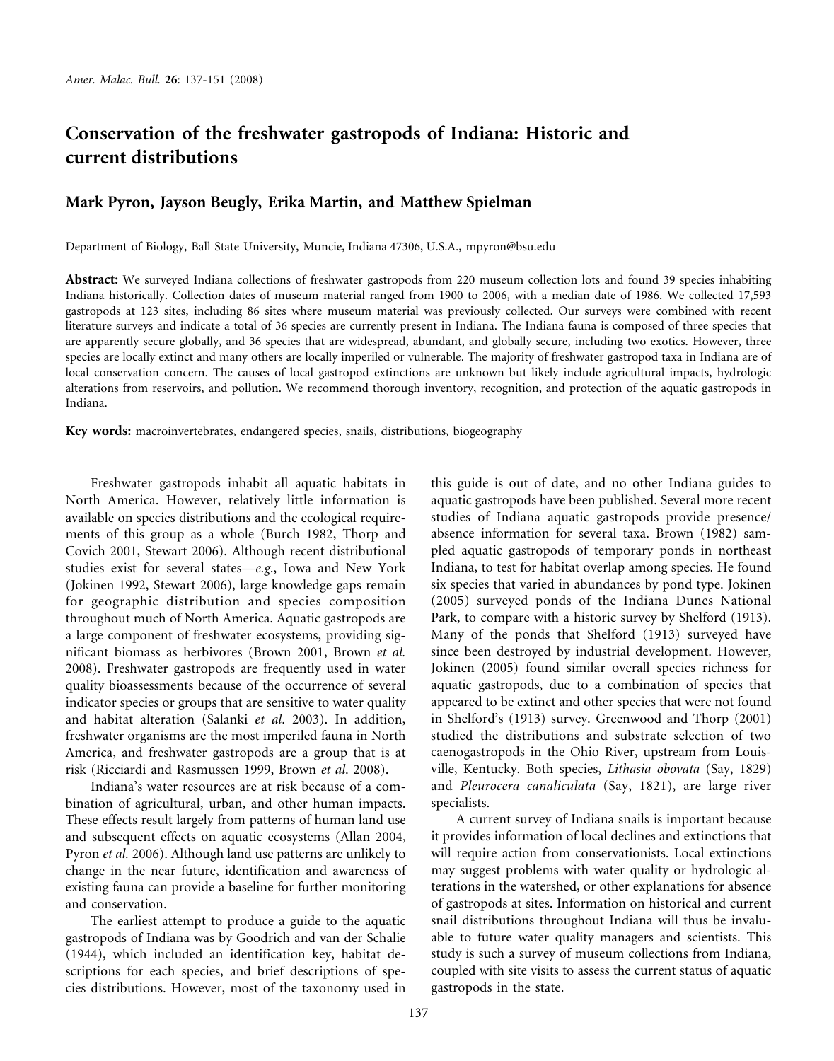# Conservation of the freshwater gastropods of Indiana: Historic and current distributions

**Mark Pyron, Jayson Beugly, Erika Martin, and Matthew Spielman**

Department of Biology, Ball State University, Muncie, Indiana 47306, U.S.A., mpyron@bsu.edu

**Abstract:** We surveyed Indiana collections of freshwater gastropods from 220 museum collection lots and found 39 species inhabiting Indiana historically. Collection dates of museum material ranged from 1900 to 2006, with a median date of 1986. We collected 17,593 gastropods at 123 sites, including 86 sites where museum material was previously collected. Our surveys were combined with recent literature surveys and indicate a total of 36 species are currently present in Indiana. The Indiana fauna is composed of three species that are apparently secure globally, and 36 species that are widespread, abundant, and globally secure, including two exotics. However, three species are locally extinct and many others are locally imperiled or vulnerable. The majority of freshwater gastropod taxa in Indiana are of local conservation concern. The causes of local gastropod extinctions are unknown but likely include agricultural impacts, hydrologic alterations from reservoirs, and pollution. We recommend thorough inventory, recognition, and protection of the aquatic gastropods in Indiana.

**Key words:** macroinvertebrates, endangered species, snails, distributions, biogeography

Freshwater gastropods inhabit all aquatic habitats in North America. However, relatively little information is available on species distributions and the ecological requirements of this group as a whole (Burch 1982, Thorp and Covich 2001, Stewart 2006). Although recent distributional studies exist for several states—*e.g.*, Iowa and New York (Jokinen 1992, Stewart 2006), large knowledge gaps remain for geographic distribution and species composition throughout much of North America. Aquatic gastropods are a large component of freshwater ecosystems, providing significant biomass as herbivores (Brown 2001, Brown *et al.* 2008). Freshwater gastropods are frequently used in water quality bioassessments because of the occurrence of several indicator species or groups that are sensitive to water quality and habitat alteration (Salanki *et al.* 2003). In addition, freshwater organisms are the most imperiled fauna in North America, and freshwater gastropods are a group that is at risk (Ricciardi and Rasmussen 1999, Brown *et al.* 2008).

Indiana's water resources are at risk because of a combination of agricultural, urban, and other human impacts. These effects result largely from patterns of human land use and subsequent effects on aquatic ecosystems (Allan 2004, Pyron *et al.* 2006). Although land use patterns are unlikely to change in the near future, identification and awareness of existing fauna can provide a baseline for further monitoring and conservation.

The earliest attempt to produce a guide to the aquatic gastropods of Indiana was by Goodrich and van der Schalie (1944), which included an identification key, habitat descriptions for each species, and brief descriptions of species distributions. However, most of the taxonomy used in this guide is out of date, and no other Indiana guides to aquatic gastropods have been published. Several more recent studies of Indiana aquatic gastropods provide presence/absence information for several taxa. Brown (1982) sampled aquatic gastropods of temporary ponds in northeast Indiana, to test for habitat overlap among species. He found six species that varied in abundances by pond type. Jokinen (2005) surveyed ponds of the Indiana Dunes National Park, to compare with a historic survey by Shelford (1913). Many of the ponds that Shelford (1913) surveyed have since been destroyed by industrial development. However, Jokinen (2005) found similar overall species richness for aquatic gastropods, due to a combination of species that appeared to be extinct and other species that were not found in Shelford's (1913) survey. Greenwood and Thorp (2001) studied the distributions and substrate selection of two caenogastropods in the Ohio River, upstream from Louisville, Kentucky. Both species, *Lithasia obovata* (Say, 1829) and *Pleurocera canaliculata* (Say, 1821), are large river specialists.

A current survey of Indiana snails is important because it provides information of local declines and extinctions that will require action from conservationists. Local extinctions may suggest problems with water quality or hydrologic alterations in the watershed, or other explanations for absence of gastropods at sites. Information on historical and current snail distributions throughout Indiana will thus be invaluable to future water quality managers and scientists. This study is such a survey of museum collections from Indiana, coupled with site visits to assess the current status of aquatic gastropods in the state.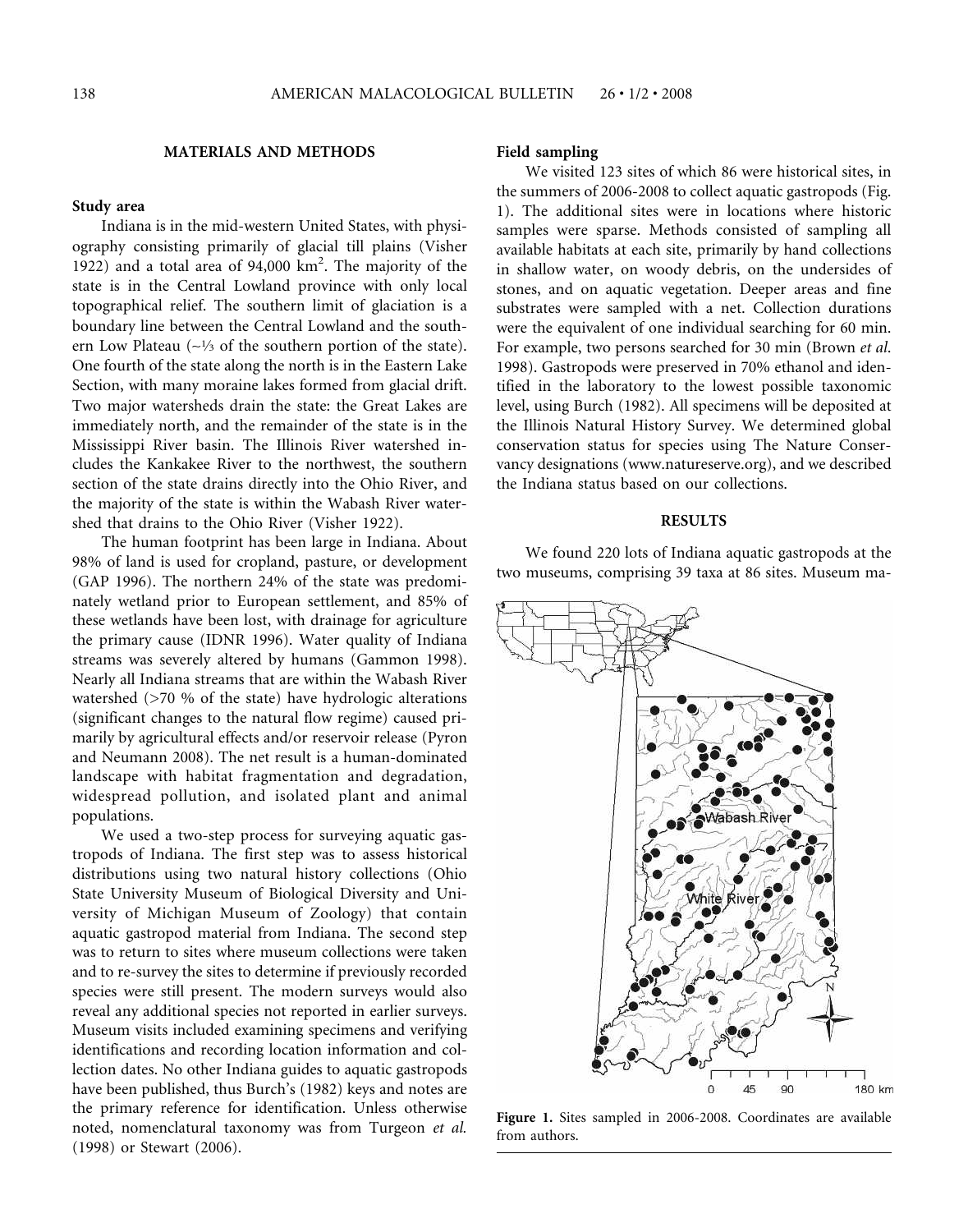## MATERIALS AND METHODS

### Study area

Indiana is in the mid-western United States, with physiography consisting primarily of glacial till plains (Visher 1922) and a total area of 94,000 km$^2$. The majority of the state is in the Central Lowland province with only local topographical relief. The southern limit of glaciation is a boundary line between the Central Lowland and the southern Low Plateau (~⅓ of the southern portion of the state). One fourth of the state along the north is in the Eastern Lake Section, with many moraine lakes formed from glacial drift. Two major watersheds drain the state: the Great Lakes are immediately north, and the remainder of the state is in the Mississippi River basin. The Illinois River watershed includes the Kankakee River to the northwest, the southern section of the state drains directly into the Ohio River, and the majority of the state is within the Wabash River watershed that drains to the Ohio River (Visher 1922).

The human footprint has been large in Indiana. About 98% of land is used for cropland, pasture, or development (GAP 1996). The northern 24% of the state was predominately wetland prior to European settlement, and 85% of these wetlands have been lost, with drainage for agriculture the primary cause (IDNR 1996). Water quality of Indiana streams was severely altered by humans (Gammon 1998). Nearly all Indiana streams that are within the Wabash River watershed (>70 % of the state) have hydrologic alterations (significant changes to the natural flow regime) caused primarily by agricultural effects and/or reservoir release (Pyron and Neumann 2008). The net result is a human-dominated landscape with habitat fragmentation and degradation, widespread pollution, and isolated plant and animal populations.

We used a two-step process for surveying aquatic gastropods of Indiana. The first step was to assess historical distributions using two natural history collections (Ohio State University Museum of Biological Diversity and University of Michigan Museum of Zoology) that contain aquatic gastropod material from Indiana. The second step was to return to sites where museum collections were taken and to re-survey the sites to determine if previously recorded species were still present. The modern surveys would also reveal any additional species not reported in earlier surveys. Museum visits included examining specimens and verifying identifications and recording location information and collection dates. No other Indiana guides to aquatic gastropods have been published, thus Burch's (1982) keys and notes are the primary reference for identification. Unless otherwise noted, nomenclatural taxonomy was from Turgeon *et al.* (1998) or Stewart (2006).

### Field sampling

We visited 123 sites of which 86 were historical sites, in the summers of 2006-2008 to collect aquatic gastropods (Fig. 1). The additional sites were in locations where historic samples were sparse. Methods consisted of sampling all available habitats at each site, primarily by hand collections in shallow water, on woody debris, on the undersides of stones, and on aquatic vegetation. Deeper areas and fine substrates were sampled with a net. Collection durations were the equivalent of one individual searching for 60 min. For example, two persons searched for 30 min (Brown *et al.* 1998). Gastropods were preserved in 70% ethanol and identified in the laboratory to the lowest possible taxonomic level, using Burch (1982). All specimens will be deposited at the Illinois Natural History Survey. We determined global conservation status for species using The Nature Conservancy designations (www.natureserve.org), and we described the Indiana status based on our collections.

## RESULTS

We found 220 lots of Indiana aquatic gastropods at the two museums, comprising 39 taxa at 86 sites. Museum ma-

**Figure 1.** Sites sampled in 2006-2008. Coordinates are available from authors.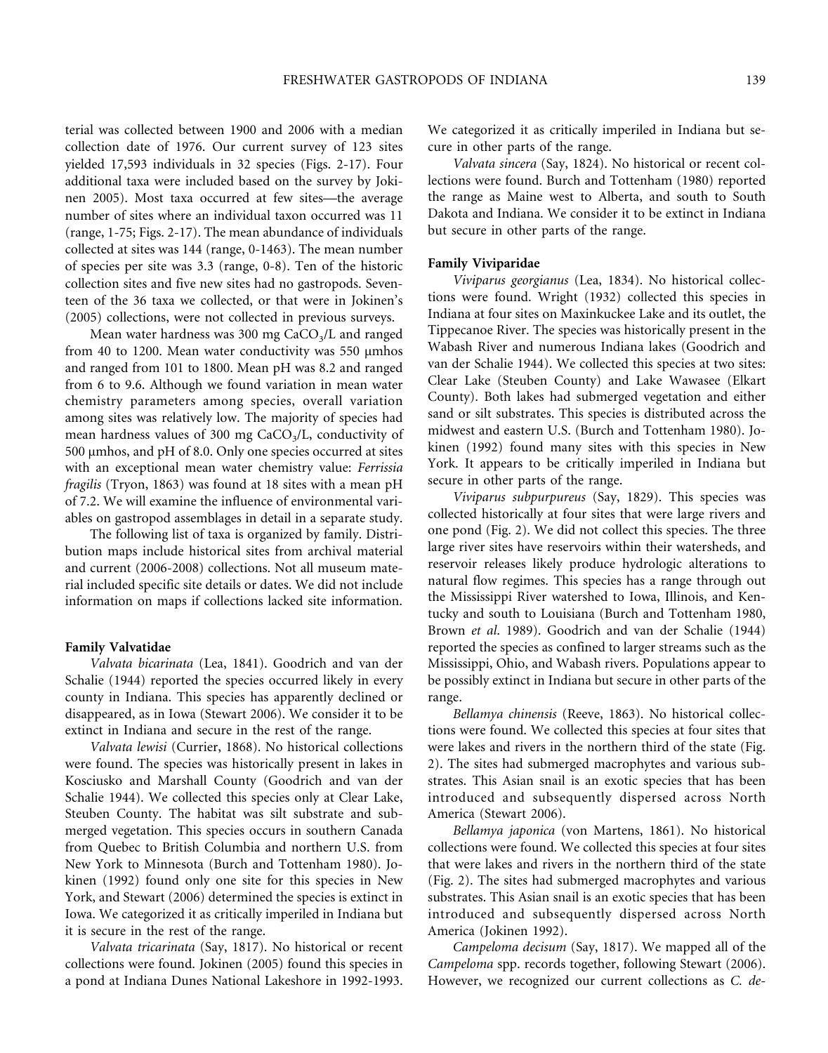terial was collected between 1900 and 2006 with a median collection date of 1976. Our current survey of 123 sites yielded 17,593 individuals in 32 species (Figs. 2-17). Four additional taxa were included based on the survey by Jokinen 2005). Most taxa occurred at few sites—the average number of sites where an individual taxon occurred was 11 (range, 1-75; Figs. 2-17). The mean abundance of individuals collected at sites was 144 (range, 0-1463). The mean number of species per site was 3.3 (range, 0-8). Ten of the historic collection sites and five new sites had no gastropods. Seventeen of the 36 taxa we collected, or that were in Jokinen's (2005) collections, were not collected in previous surveys.

Mean water hardness was 300 mg $CaCO_3$/L and ranged from 40 to 1200. Mean water conductivity was 550 µmhos and ranged from 101 to 1800. Mean pH was 8.2 and ranged from 6 to 9.6. Although we found variation in mean water chemistry parameters among species, overall variation among sites was relatively low. The majority of species had mean hardness values of 300 mg $CaCO_3$/L, conductivity of 500 µmhos, and pH of 8.0. Only one species occurred at sites with an exceptional mean water chemistry value: *Ferrissia fragilis* (Tryon, 1863) was found at 18 sites with a mean pH of 7.2. We will examine the influence of environmental variables on gastropod assemblages in detail in a separate study.

The following list of taxa is organized by family. Distribution maps include historical sites from archival material and current (2006-2008) collections. Not all museum material included specific site details or dates. We did not include information on maps if collections lacked site information.

### Family Valvatidae

*Valvata bicarinata* (Lea, 1841). Goodrich and van der Schalie (1944) reported the species occurred likely in every county in Indiana. This species has apparently declined or disappeared, as in Iowa (Stewart 2006). We consider it to be extinct in Indiana and secure in the rest of the range.

*Valvata lewisi* (Currier, 1868). No historical collections were found. The species was historically present in lakes in Kosciusko and Marshall County (Goodrich and van der Schalie 1944). We collected this species only at Clear Lake, Steuben County. The habitat was silt substrate and submerged vegetation. This species occurs in southern Canada from Quebec to British Columbia and northern U.S. from New York to Minnesota (Burch and Tottenham 1980). Jokinen (1992) found only one site for this species in New York, and Stewart (2006) determined the species is extinct in Iowa. We categorized it as critically imperiled in Indiana but it is secure in the rest of the range.

*Valvata tricarinata* (Say, 1817). No historical or recent collections were found. Jokinen (2005) found this species in a pond at Indiana Dunes National Lakeshore in 1992-1993. We categorized it as critically imperiled in Indiana but secure in other parts of the range.

*Valvata sincera* (Say, 1824). No historical or recent collections were found. Burch and Tottenham (1980) reported the range as Maine west to Alberta, and south to South Dakota and Indiana. We consider it to be extinct in Indiana but secure in other parts of the range.

### Family Viviparidae

*Viviparus georgianus* (Lea, 1834). No historical collections were found. Wright (1932) collected this species in Indiana at four sites on Maxinkuckee Lake and its outlet, the Tippecanoe River. The species was historically present in the Wabash River and numerous Indiana lakes (Goodrich and van der Schalie 1944). We collected this species at two sites: Clear Lake (Steuben County) and Lake Wawasee (Elkart County). Both lakes had submerged vegetation and either sand or silt substrates. This species is distributed across the midwest and eastern U.S. (Burch and Tottenham 1980). Jokinen (1992) found many sites with this species in New York. It appears to be critically imperiled in Indiana but secure in other parts of the range.

*Viviparus subpurpureus* (Say, 1829). This species was collected historically at four sites that were large rivers and one pond (Fig. 2). We did not collect this species. The three large river sites have reservoirs within their watersheds, and reservoir releases likely produce hydrologic alterations to natural flow regimes. This species has a range through out the Mississippi River watershed to Iowa, Illinois, and Kentucky and south to Louisiana (Burch and Tottenham 1980, Brown *et al.* 1989). Goodrich and van der Schalie (1944) reported the species as confined to larger streams such as the Mississippi, Ohio, and Wabash rivers. Populations appear to be possibly extinct in Indiana but secure in other parts of the range.

*Bellamya chinensis* (Reeve, 1863). No historical collections were found. We collected this species at four sites that were lakes and rivers in the northern third of the state (Fig. 2). The sites had submerged macrophytes and various substrates. This Asian snail is an exotic species that has been introduced and subsequently dispersed across North America (Stewart 2006).

*Bellamya japonica* (von Martens, 1861). No historical collections were found. We collected this species at four sites that were lakes and rivers in the northern third of the state (Fig. 2). The sites had submerged macrophytes and various substrates. This Asian snail is an exotic species that has been introduced and subsequently dispersed across North America (Jokinen 1992).

*Campeloma decisum* (Say, 1817). We mapped all of the *Campeloma* spp. records together, following Stewart (2006). However, we recognized our current collections as *C. de-*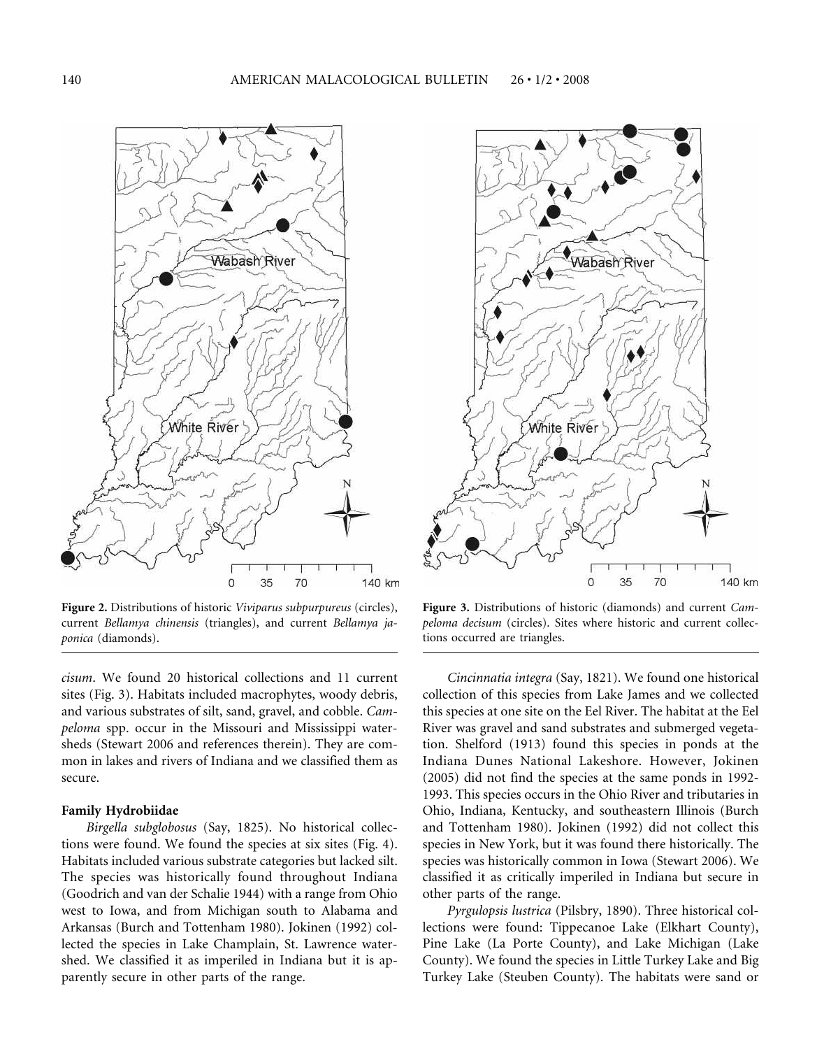**Figure 2.** Distributions of historic *Viviparus subpurpureus* (circles), current *Bellamya chinensis* (triangles), and current *Bellamya japonica* (diamonds).

**Figure 3.** Distributions of historic (diamonds) and current *Campeloma decisum* (circles). Sites where historic and current collections occurred are triangles.

*cisum*. We found 20 historical collections and 11 current sites (Fig. 3). Habitats included macrophytes, woody debris, and various substrates of silt, sand, gravel, and cobble. *Campeloma* spp. occur in the Missouri and Mississippi watersheds (Stewart 2006 and references therein). They are common in lakes and rivers of Indiana and we classified them as secure.

#### Family Hydrobiidae

*Birgella subglobosus* (Say, 1825). No historical collections were found. We found the species at six sites (Fig. 4). Habitats included various substrate categories but lacked silt. The species was historically found throughout Indiana (Goodrich and van der Schalie 1944) with a range from Ohio west to Iowa, and from Michigan south to Alabama and Arkansas (Burch and Tottenham 1980). Jokinen (1992) collected the species in Lake Champlain, St. Lawrence watershed. We classified it as imperiled in Indiana but it is apparently secure in other parts of the range.

*Cincinnatia integra* (Say, 1821). We found one historical collection of this species from Lake James and we collected this species at one site on the Eel River. The habitat at the Eel River was gravel and sand substrates and submerged vegetation. Shelford (1913) found this species in ponds at the Indiana Dunes National Lakeshore. However, Jokinen (2005) did not find the species at the same ponds in 1992-1993. This species occurs in the Ohio River and tributaries in Ohio, Indiana, Kentucky, and southeastern Illinois (Burch and Tottenham 1980). Jokinen (1992) did not collect this species in New York, but it was found there historically. The species was historically common in Iowa (Stewart 2006). We classified it as critically imperiled in Indiana but secure in other parts of the range.

*Pyrgulopsis lustrica* (Pilsbry, 1890). Three historical collections were found: Tippecanoe Lake (Elkhart County), Pine Lake (La Porte County), and Lake Michigan (Lake County). We found the species in Little Turkey Lake and Big Turkey Lake (Steuben County). The habitats were sand or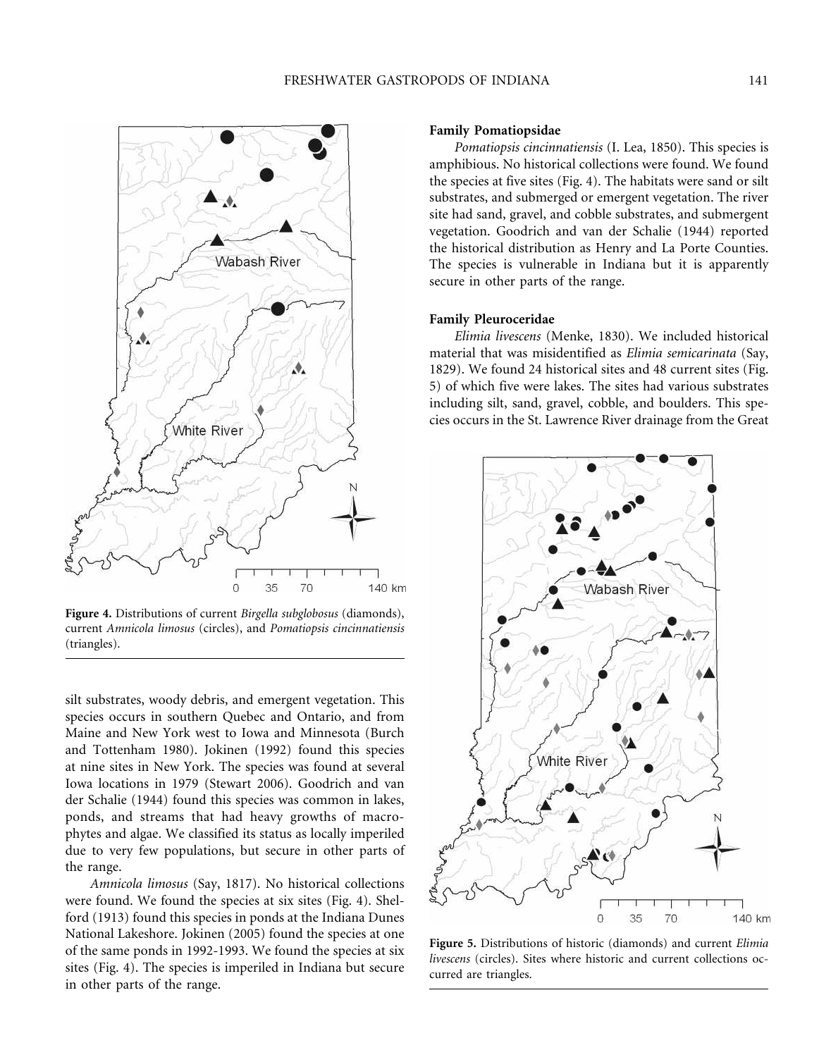Figure 4. Distributions of current *Birgella subglobosus* (diamonds), current *Amnicola limosus* (circles), and *Pomatiopsis cincinnatiensis* (triangles).

silt substrates, woody debris, and emergent vegetation. This species occurs in southern Quebec and Ontario, and from Maine and New York west to Iowa and Minnesota (Burch and Tottenham 1980). Jokinen (1992) found this species at nine sites in New York. The species was found at several Iowa locations in 1979 (Stewart 2006). Goodrich and van der Schalie (1944) found this species was common in lakes, ponds, and streams that had heavy growths of macrophytes and algae. We classified its status as locally imperiled due to very few populations, but secure in other parts of the range.

*Amnicola limosus* (Say, 1817). No historical collections were found. We found the species at six sites (Fig. 4). Shelford (1913) found this species in ponds at the Indiana Dunes National Lakeshore. Jokinen (2005) found the species at one of the same ponds in 1992-1993. We found the species at six sites (Fig. 4). The species is imperiled in Indiana but secure in other parts of the range.

### Family Pomatiopsidae

*Pomatiopsis cincinnatiensis* (I. Lea, 1850). This species is amphibious. No historical collections were found. We found the species at five sites (Fig. 4). The habitats were sand or silt substrates, and submerged or emergent vegetation. The river site had sand, gravel, and cobble substrates, and submergent vegetation. Goodrich and van der Schalie (1944) reported the historical distribution as Henry and La Porte Counties. The species is vulnerable in Indiana but it is apparently secure in other parts of the range.

### Family Pleuroceridae

*Elimia livescens* (Menke, 1830). We included historical material that was misidentified as *Elimia semicarinata* (Say, 1829). We found 24 historical sites and 48 current sites (Fig. 5) of which five were lakes. The sites had various substrates including silt, sand, gravel, cobble, and boulders. This species occurs in the St. Lawrence River drainage from the Great

Figure 5. Distributions of historic (diamonds) and current *Elimia livescens* (circles). Sites where historic and current collections occurred are triangles.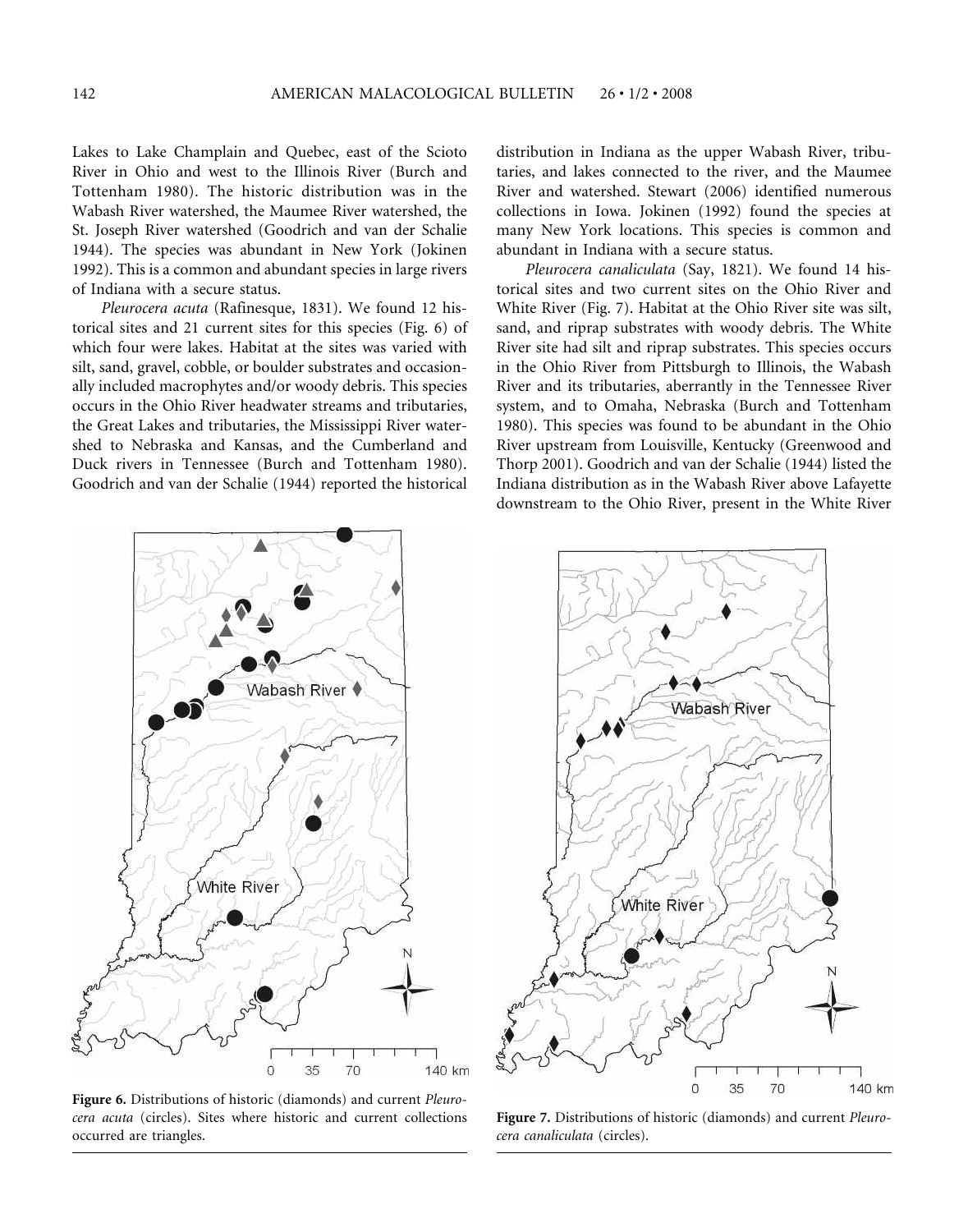Lakes to Lake Champlain and Quebec, east of the Scioto River in Ohio and west to the Illinois River (Burch and Tottenham 1980). The historic distribution was in the Wabash River watershed, the Maumee River watershed, the St. Joseph River watershed (Goodrich and van der Schalie 1944). The species was abundant in New York (Jokinen 1992). This is a common and abundant species in large rivers of Indiana with a secure status.

*Pleurocera acuta* (Rafinesque, 1831). We found 12 historical sites and 21 current sites for this species (Fig. 6) of which four were lakes. Habitat at the sites was varied with silt, sand, gravel, cobble, or boulder substrates and occasionally included macrophytes and/or woody debris. This species occurs in the Ohio River headwater streams and tributaries, the Great Lakes and tributaries, the Mississippi River watershed to Nebraska and Kansas, and the Cumberland and Duck rivers in Tennessee (Burch and Tottenham 1980). Goodrich and van der Schalie (1944) reported the historical distribution in Indiana as the upper Wabash River, tributaries, and lakes connected to the river, and the Maumee River and watershed. Stewart (2006) identified numerous collections in Iowa. Jokinen (1992) found the species at many New York locations. This species is common and abundant in Indiana with a secure status.

*Pleurocera canaliculata* (Say, 1821). We found 14 historical sites and two current sites on the Ohio River and White River (Fig. 7). Habitat at the Ohio River site was silt, sand, and riprap substrates with woody debris. The White River site had silt and riprap substrates. This species occurs in the Ohio River from Pittsburgh to Illinois, the Wabash River and its tributaries, aberrantly in the Tennessee River system, and to Omaha, Nebraska (Burch and Tottenham 1980). This species was found to be abundant in the Ohio River upstream from Louisville, Kentucky (Greenwood and Thorp 2001). Goodrich and van der Schalie (1944) listed the Indiana distribution as in the Wabash River above Lafayette downstream to the Ohio River, present in the White River

**Figure 6.** Distributions of historic (diamonds) and current *Pleurocera acuta* (circles). Sites where historic and current collections occurred are triangles.

**Figure 7.** Distributions of historic (diamonds) and current *Pleurocera canaliculata* (circles).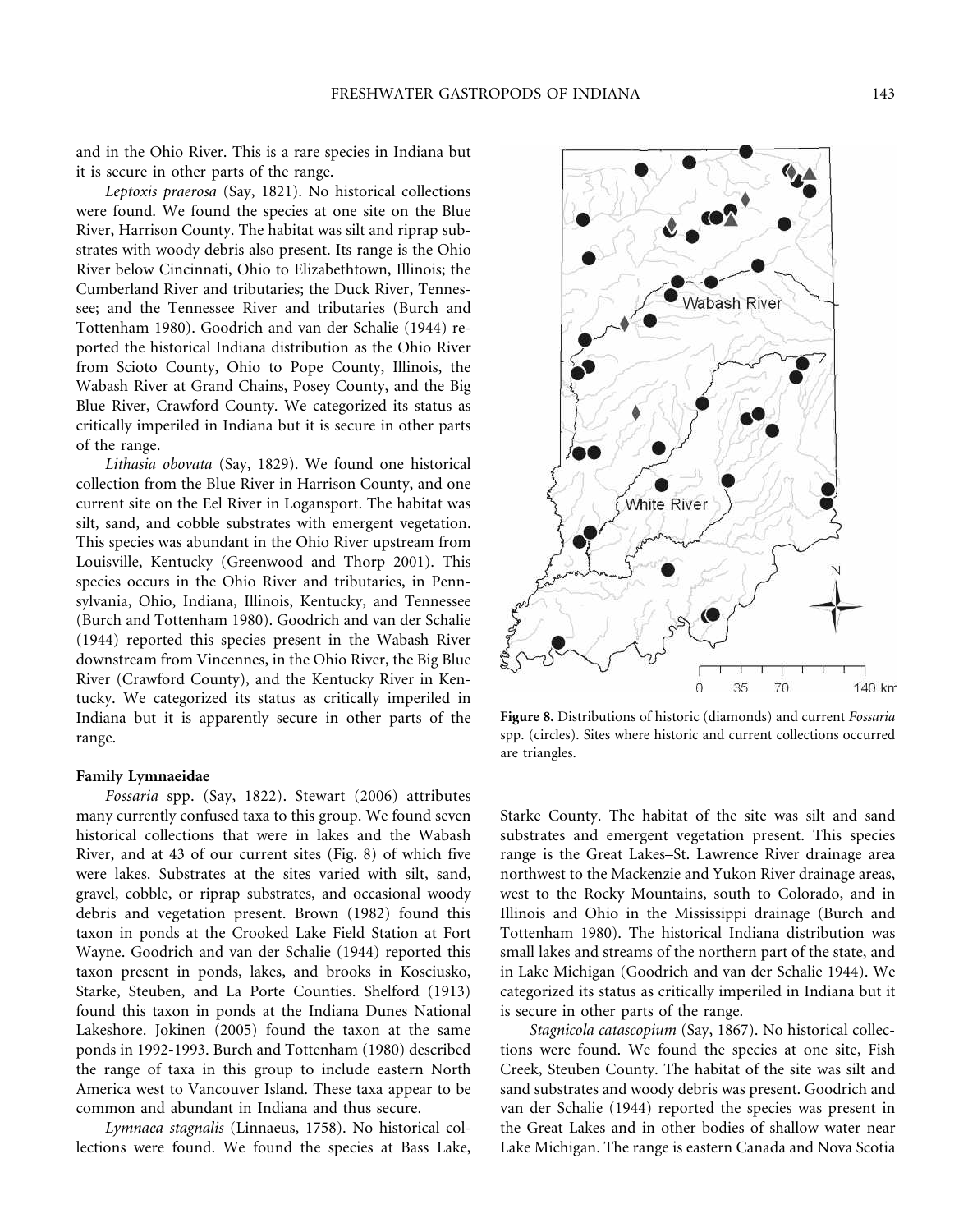and in the Ohio River. This is a rare species in Indiana but it is secure in other parts of the range.

*Leptoxis praerosa* (Say, 1821). No historical collections were found. We found the species at one site on the Blue River, Harrison County. The habitat was silt and riprap substrates with woody debris also present. Its range is the Ohio River below Cincinnati, Ohio to Elizabethtown, Illinois; the Cumberland River and tributaries; the Duck River, Tennessee; and the Tennessee River and tributaries (Burch and Tottenham 1980). Goodrich and van der Schalie (1944) reported the historical Indiana distribution as the Ohio River from Scioto County, Ohio to Pope County, Illinois, the Wabash River at Grand Chains, Posey County, and the Big Blue River, Crawford County. We categorized its status as critically imperiled in Indiana but it is secure in other parts of the range.

*Lithasia obovata* (Say, 1829). We found one historical collection from the Blue River in Harrison County, and one current site on the Eel River in Logansport. The habitat was silt, sand, and cobble substrates with emergent vegetation. This species was abundant in the Ohio River upstream from Louisville, Kentucky (Greenwood and Thorp 2001). This species occurs in the Ohio River and tributaries, in Pennsylvania, Ohio, Indiana, Illinois, Kentucky, and Tennessee (Burch and Tottenham 1980). Goodrich and van der Schalie (1944) reported this species present in the Wabash River downstream from Vincennes, in the Ohio River, the Big Blue River (Crawford County), and the Kentucky River in Kentucky. We categorized its status as critically imperiled in Indiana but it is apparently secure in other parts of the range.

**Family Lymnaeidae**

*Fossaria* spp. (Say, 1822). Stewart (2006) attributes many currently confused taxa to this group. We found seven historical collections that were in lakes and the Wabash River, and at 43 of our current sites (Fig. 8) of which five were lakes. Substrates at the sites varied with silt, sand, gravel, cobble, or riprap substrates, and occasional woody debris and vegetation present. Brown (1982) found this taxon in ponds at the Crooked Lake Field Station at Fort Wayne. Goodrich and van der Schalie (1944) reported this taxon present in ponds, lakes, and brooks in Kosciusko, Starke, Steuben, and La Porte Counties. Shelford (1913) found this taxon in ponds at the Indiana Dunes National Lakeshore. Jokinen (2005) found the taxon at the same ponds in 1992-1993. Burch and Tottenham (1980) described the range of taxa in this group to include eastern North America west to Vancouver Island. These taxa appear to be common and abundant in Indiana and thus secure.

*Lymnaea stagnalis* (Linnaeus, 1758). No historical collections were found. We found the species at Bass Lake, Starke County. The habitat of the site was silt and sand substrates and emergent vegetation present. This species range is the Great Lakes–St. Lawrence River drainage area northwest to the Mackenzie and Yukon River drainage areas, west to the Rocky Mountains, south to Colorado, and in Illinois and Ohio in the Mississippi drainage (Burch and Tottenham 1980). The historical Indiana distribution was small lakes and streams of the northern part of the state, and in Lake Michigan (Goodrich and van der Schalie 1944). We categorized its status as critically imperiled in Indiana but it is secure in other parts of the range.

*Stagnicola catascopium* (Say, 1867). No historical collections were found. We found the species at one site, Fish Creek, Steuben County. The habitat of the site was silt and sand substrates and woody debris was present. Goodrich and van der Schalie (1944) reported the species was present in the Great Lakes and in other bodies of shallow water near Lake Michigan. The range is eastern Canada and Nova Scotia

**Figure 8.** Distributions of historic (diamonds) and current *Fossaria* spp. (circles). Sites where historic and current collections occurred are triangles.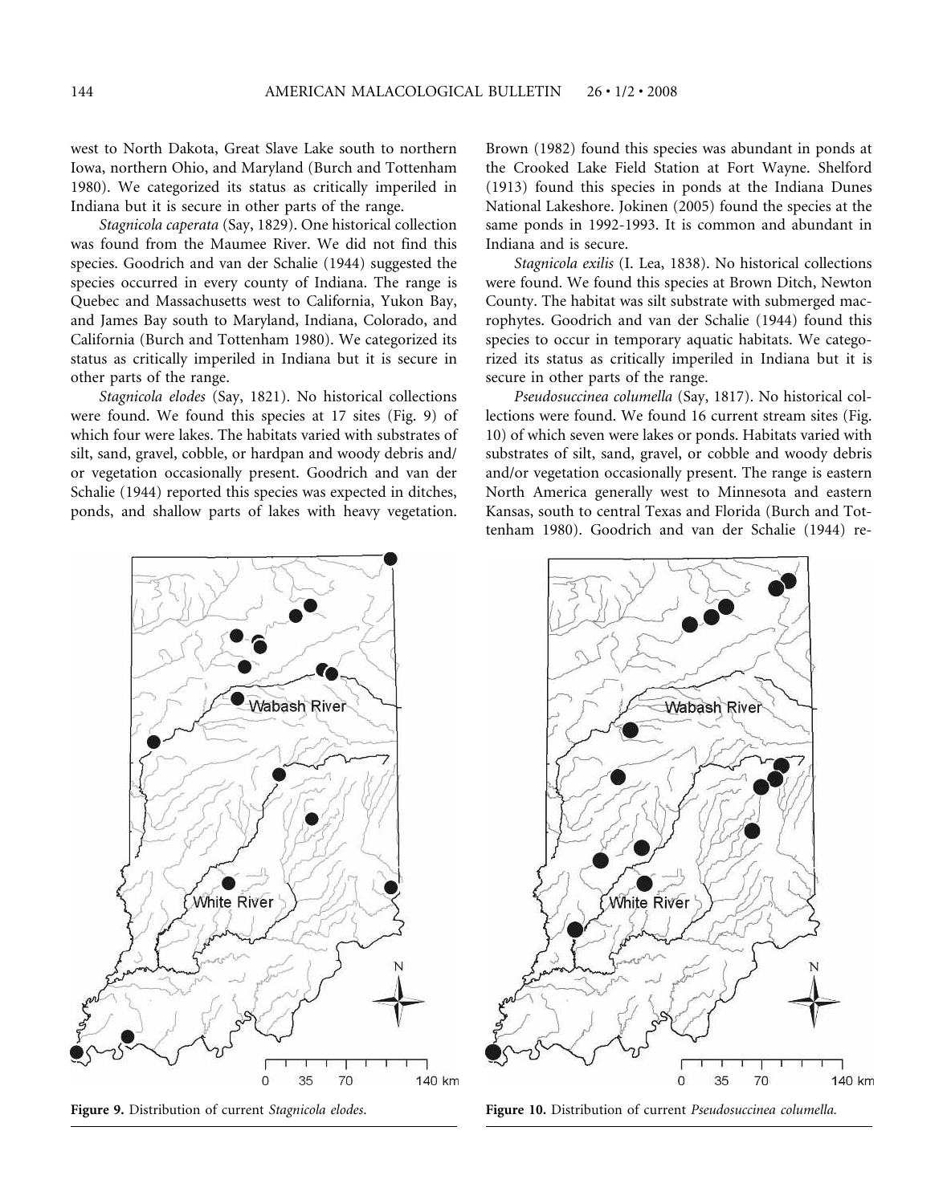west to North Dakota, Great Slave Lake south to northern Iowa, northern Ohio, and Maryland (Burch and Tottenham 1980). We categorized its status as critically imperiled in Indiana but it is secure in other parts of the range.

*Stagnicola caperata* (Say, 1829). One historical collection was found from the Maumee River. We did not find this species. Goodrich and van der Schalie (1944) suggested the species occurred in every county of Indiana. The range is Quebec and Massachusetts west to California, Yukon Bay, and James Bay south to Maryland, Indiana, Colorado, and California (Burch and Tottenham 1980). We categorized its status as critically imperiled in Indiana but it is secure in other parts of the range.

*Stagnicola elodes* (Say, 1821). No historical collections were found. We found this species at 17 sites (Fig. 9) of which four were lakes. The habitats varied with substrates of silt, sand, gravel, cobble, or hardpan and woody debris and/or vegetation occasionally present. Goodrich and van der Schalie (1944) reported this species was expected in ditches, ponds, and shallow parts of lakes with heavy vegetation. Brown (1982) found this species was abundant in ponds at the Crooked Lake Field Station at Fort Wayne. Shelford (1913) found this species in ponds at the Indiana Dunes National Lakeshore. Jokinen (2005) found the species at the same ponds in 1992-1993. It is common and abundant in Indiana and is secure.

*Stagnicola exilis* (I. Lea, 1838). No historical collections were found. We found this species at Brown Ditch, Newton County. The habitat was silt substrate with submerged macrophytes. Goodrich and van der Schalie (1944) found this species to occur in temporary aquatic habitats. We categorized its status as critically imperiled in Indiana but it is secure in other parts of the range.

*Pseudosuccinea columella* (Say, 1817). No historical collections were found. We found 16 current stream sites (Fig. 10) of which seven were lakes or ponds. Habitats varied with substrates of silt, sand, gravel, or cobble and woody debris and/or vegetation occasionally present. The range is eastern North America generally west to Minnesota and eastern Kansas, south to central Texas and Florida (Burch and Tottenham 1980). Goodrich and van der Schalie (1944) re-

**Figure 9.** Distribution of current *Stagnicola elodes*.

**Figure 10.** Distribution of current *Pseudosuccinea columella*.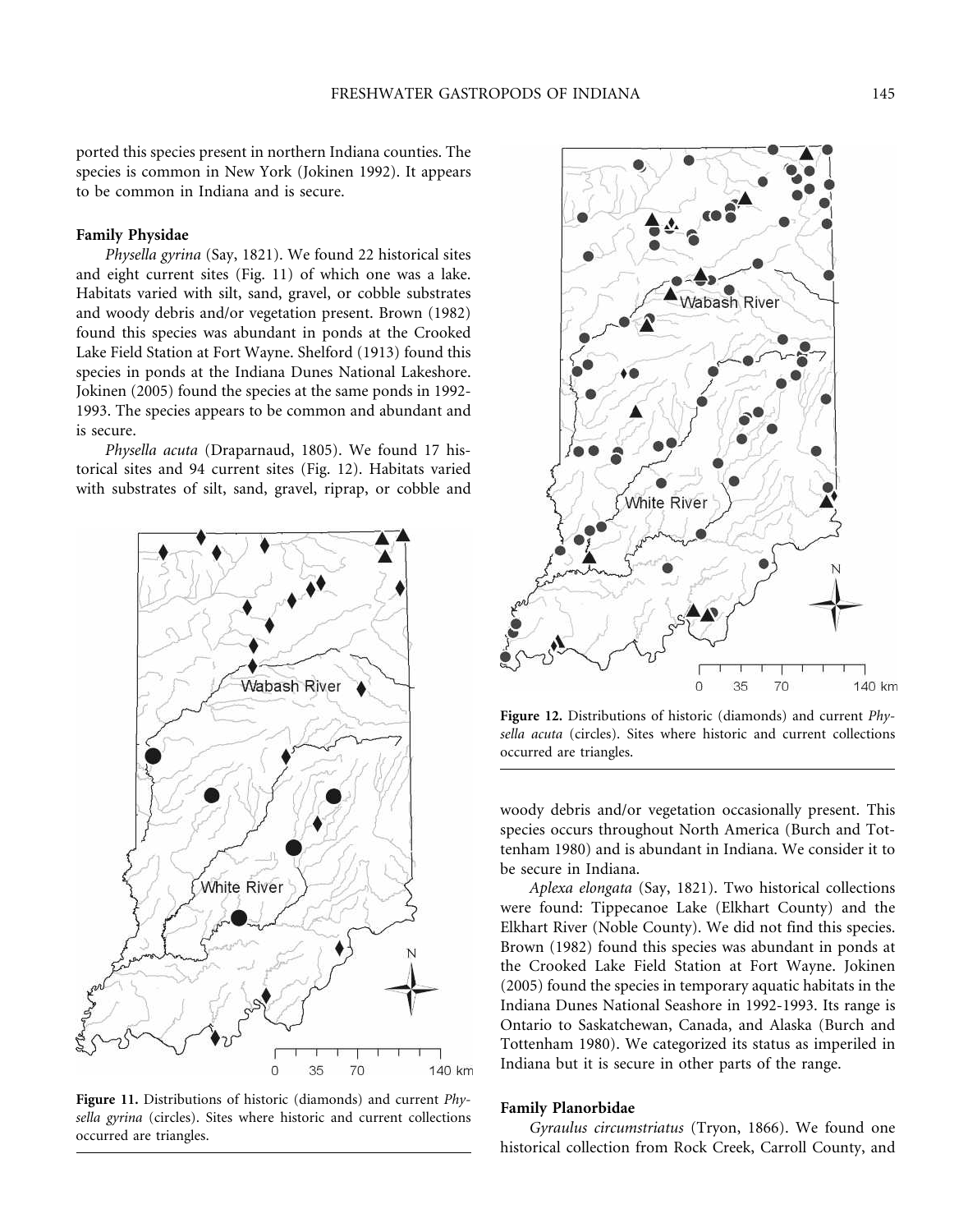ported this species present in northern Indiana counties. The species is common in New York (Jokinen 1992). It appears to be common in Indiana and is secure.

### Family Physidae

*Physella gyrina* (Say, 1821). We found 22 historical sites and eight current sites (Fig. 11) of which one was a lake. Habitats varied with silt, sand, gravel, or cobble substrates and woody debris and/or vegetation present. Brown (1982) found this species was abundant in ponds at the Crooked Lake Field Station at Fort Wayne. Shelford (1913) found this species in ponds at the Indiana Dunes National Lakeshore. Jokinen (2005) found the species at the same ponds in 1992-1993. The species appears to be common and abundant and is secure.

*Physella acuta* (Draparnaud, 1805). We found 17 historical sites and 94 current sites (Fig. 12). Habitats varied with substrates of silt, sand, gravel, riprap, or cobble and woody debris and/or vegetation occasionally present. This species occurs throughout North America (Burch and Tottenham 1980) and is abundant in Indiana. We consider it to be secure in Indiana.

**Figure 11.** Distributions of historic (diamonds) and current *Physella gyrina* (circles). Sites where historic and current collections occurred are triangles.

**Figure 12.** Distributions of historic (diamonds) and current *Physella acuta* (circles). Sites where historic and current collections occurred are triangles.

*Aplexa elongata* (Say, 1821). Two historical collections were found: Tippecanoe Lake (Elkhart County) and the Elkhart River (Noble County). We did not find this species. Brown (1982) found this species was abundant in ponds at the Crooked Lake Field Station at Fort Wayne. Jokinen (2005) found the species in temporary aquatic habitats in the Indiana Dunes National Seashore in 1992-1993. Its range is Ontario to Saskatchewan, Canada, and Alaska (Burch and Tottenham 1980). We categorized its status as imperiled in Indiana but it is secure in other parts of the range.

### Family Planorbidae

*Gyraulus circumstriatus* (Tryon, 1866). We found one historical collection from Rock Creek, Carroll County, and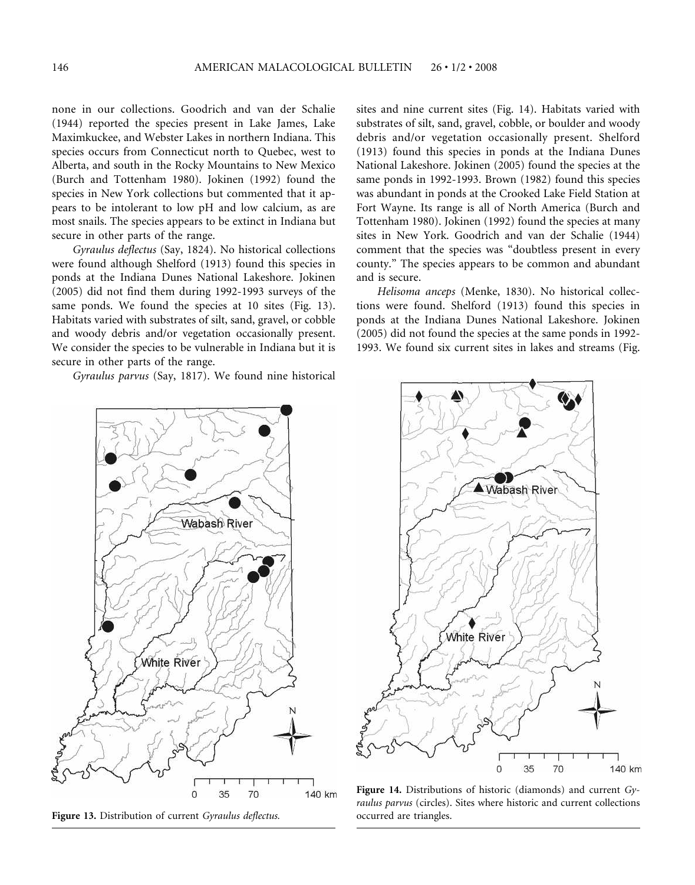none in our collections. Goodrich and van der Schalie (1944) reported the species present in Lake James, Lake Maximkuckee, and Webster Lakes in northern Indiana. This species occurs from Connecticut north to Quebec, west to Alberta, and south in the Rocky Mountains to New Mexico (Burch and Tottenham 1980). Jokinen (1992) found the species in New York collections but commented that it appears to be intolerant to low pH and low calcium, as are most snails. The species appears to be extinct in Indiana but secure in other parts of the range.

*Gyraulus deflectus* (Say, 1824). No historical collections were found although Shelford (1913) found this species in ponds at the Indiana Dunes National Lakeshore. Jokinen (2005) did not find them during 1992-1993 surveys of the same ponds. We found the species at 10 sites (Fig. 13). Habitats varied with substrates of silt, sand, gravel, or cobble and woody debris and/or vegetation occasionally present. We consider the species to be vulnerable in Indiana but it is secure in other parts of the range.

*Gyraulus parvus* (Say, 1817). We found nine historical sites and nine current sites (Fig. 14). Habitats varied with substrates of silt, sand, gravel, cobble, or boulder and woody debris and/or vegetation occasionally present. Shelford (1913) found this species in ponds at the Indiana Dunes National Lakeshore. Jokinen (2005) found the species at the same ponds in 1992-1993. Brown (1982) found this species was abundant in ponds at the Crooked Lake Field Station at Fort Wayne. Its range is all of North America (Burch and Tottenham 1980). Jokinen (1992) found the species at many sites in New York. Goodrich and van der Schalie (1944) comment that the species was "doubtless present in every county." The species appears to be common and abundant and is secure.

*Helisoma anceps* (Menke, 1830). No historical collections were found. Shelford (1913) found this species in ponds at the Indiana Dunes National Lakeshore. Jokinen (2005) did not found the species at the same ponds in 1992-1993. We found six current sites in lakes and streams (Fig.

**Figure 13.** Distribution of current *Gyraulus deflectus.*

**Figure 14.** Distributions of historic (diamonds) and current *Gyraulus parvus* (circles). Sites where historic and current collections occurred are triangles.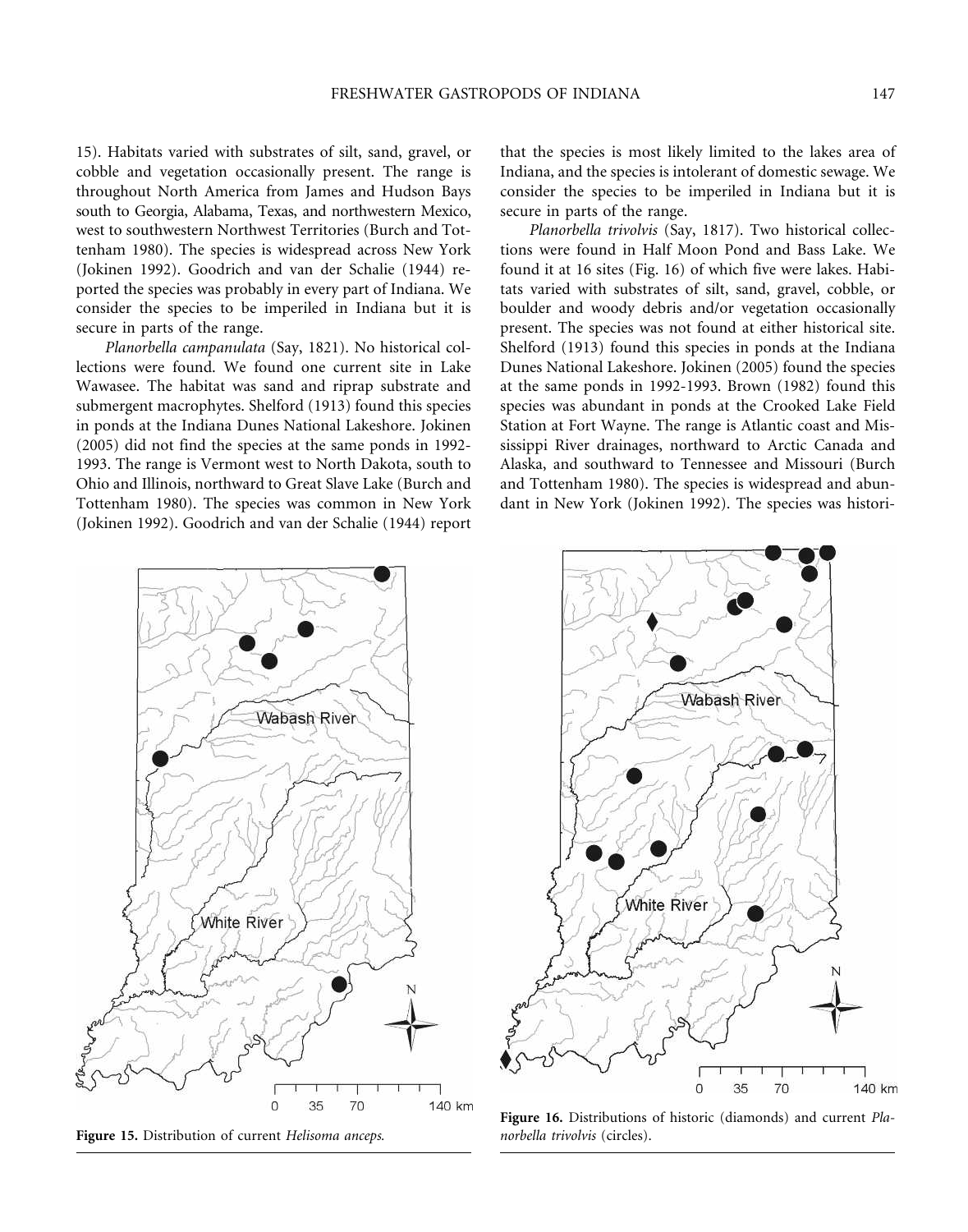15). Habitats varied with substrates of silt, sand, gravel, or cobble and vegetation occasionally present. The range is throughout North America from James and Hudson Bays south to Georgia, Alabama, Texas, and northwestern Mexico, west to southwestern Northwest Territories (Burch and Tottenham 1980). The species is widespread across New York (Jokinen 1992). Goodrich and van der Schalie (1944) reported the species was probably in every part of Indiana. We consider the species to be imperiled in Indiana but it is secure in parts of the range.

*Planorbella campanulata* (Say, 1821). No historical collections were found. We found one current site in Lake Wawasee. The habitat was sand and riprap substrate and submergent macrophytes. Shelford (1913) found this species in ponds at the Indiana Dunes National Lakeshore. Jokinen (2005) did not find the species at the same ponds in 1992-1993. The range is Vermont west to North Dakota, south to Ohio and Illinois, northward to Great Slave Lake (Burch and Tottenham 1980). The species was common in New York (Jokinen 1992). Goodrich and van der Schalie (1944) report that the species is most likely limited to the lakes area of Indiana, and the species is intolerant of domestic sewage. We consider the species to be imperiled in Indiana but it is secure in parts of the range.

*Planorbella trivolvis* (Say, 1817). Two historical collections were found in Half Moon Pond and Bass Lake. We found it at 16 sites (Fig. 16) of which five were lakes. Habitats varied with substrates of silt, sand, gravel, cobble, or boulder and woody debris and/or vegetation occasionally present. The species was not found at either historical site. Shelford (1913) found this species in ponds at the Indiana Dunes National Lakeshore. Jokinen (2005) found the species at the same ponds in 1992-1993. Brown (1982) found this species was abundant in ponds at the Crooked Lake Field Station at Fort Wayne. The range is Atlantic coast and Mississippi River drainages, northward to Arctic Canada and Alaska, and southward to Tennessee and Missouri (Burch and Tottenham 1980). The species is widespread and abundant in New York (Jokinen 1992). The species was histori-

**Figure 15.** Distribution of current *Helisoma anceps*.

**Figure 16.** Distributions of historic (diamonds) and current *Planorbella trivolvis* (circles).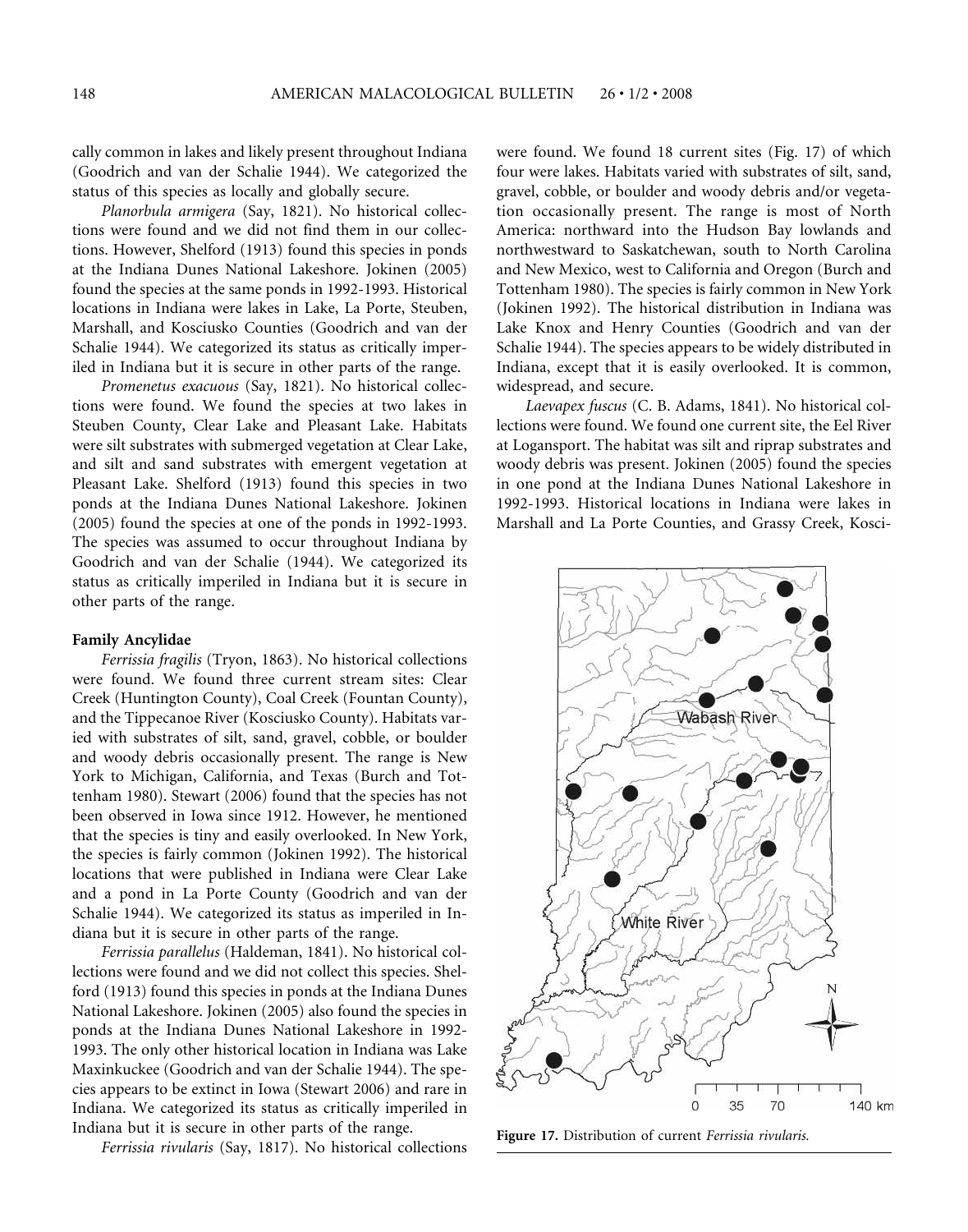cally common in lakes and likely present throughout Indiana (Goodrich and van der Schalie 1944). We categorized the status of this species as locally and globally secure.

*Planorbula armigera* (Say, 1821). No historical collections were found and we did not find them in our collections. However, Shelford (1913) found this species in ponds at the Indiana Dunes National Lakeshore. Jokinen (2005) found the species at the same ponds in 1992-1993. Historical locations in Indiana were lakes in Lake, La Porte, Steuben, Marshall, and Kosciusko Counties (Goodrich and van der Schalie 1944). We categorized its status as critically imperiled in Indiana but it is secure in other parts of the range.

*Promenetus exacuous* (Say, 1821). No historical collections were found. We found the species at two lakes in Steuben County, Clear Lake and Pleasant Lake. Habitats were silt substrates with submerged vegetation at Clear Lake, and silt and sand substrates with emergent vegetation at Pleasant Lake. Shelford (1913) found this species in two ponds at the Indiana Dunes National Lakeshore. Jokinen (2005) found the species at one of the ponds in 1992-1993. The species was assumed to occur throughout Indiana by Goodrich and van der Schalie (1944). We categorized its status as critically imperiled in Indiana but it is secure in other parts of the range.

### Family Ancylidae

*Ferrissia fragilis* (Tryon, 1863). No historical collections were found. We found three current stream sites: Clear Creek (Huntington County), Coal Creek (Fountan County), and the Tippecanoe River (Kosciusko County). Habitats varied with substrates of silt, sand, gravel, cobble, or boulder and woody debris occasionally present. The range is New York to Michigan, California, and Texas (Burch and Tottenham 1980). Stewart (2006) found that the species has not been observed in Iowa since 1912. However, he mentioned that the species is tiny and easily overlooked. In New York, the species is fairly common (Jokinen 1992). The historical locations that were published in Indiana were Clear Lake and a pond in La Porte County (Goodrich and van der Schalie 1944). We categorized its status as imperiled in Indiana but it is secure in other parts of the range.

*Ferrissia parallelus* (Haldeman, 1841). No historical collections were found and we did not collect this species. Shelford (1913) found this species in ponds at the Indiana Dunes National Lakeshore. Jokinen (2005) also found the species in ponds at the Indiana Dunes National Lakeshore in 1992-1993. The only other historical location in Indiana was Lake Maxinkuckee (Goodrich and van der Schalie 1944). The species appears to be extinct in Iowa (Stewart 2006) and rare in Indiana. We categorized its status as critically imperiled in Indiana but it is secure in other parts of the range.

*Ferrissia rivularis* (Say, 1817). No historical collections were found. We found 18 current sites (Fig. 17) of which four were lakes. Habitats varied with substrates of silt, sand, gravel, cobble, or boulder and woody debris and/or vegetation occasionally present. The range is most of North America: northward into the Hudson Bay lowlands and northwestward to Saskatchewan, south to North Carolina and New Mexico, west to California and Oregon (Burch and Tottenham 1980). The species is fairly common in New York (Jokinen 1992). The historical distribution in Indiana was Lake Knox and Henry Counties (Goodrich and van der Schalie 1944). The species appears to be widely distributed in Indiana, except that it is easily overlooked. It is common, widespread, and secure.

*Laevapex fuscus* (C. B. Adams, 1841). No historical collections were found. We found one current site, the Eel River at Logansport. The habitat was silt and riprap substrates and woody debris was present. Jokinen (2005) found the species in one pond at the Indiana Dunes National Lakeshore in 1992-1993. Historical locations in Indiana were lakes in Marshall and La Porte Counties, and Grassy Creek, Kosci-

**Figure 17.** Distribution of current *Ferrissia rivularis.*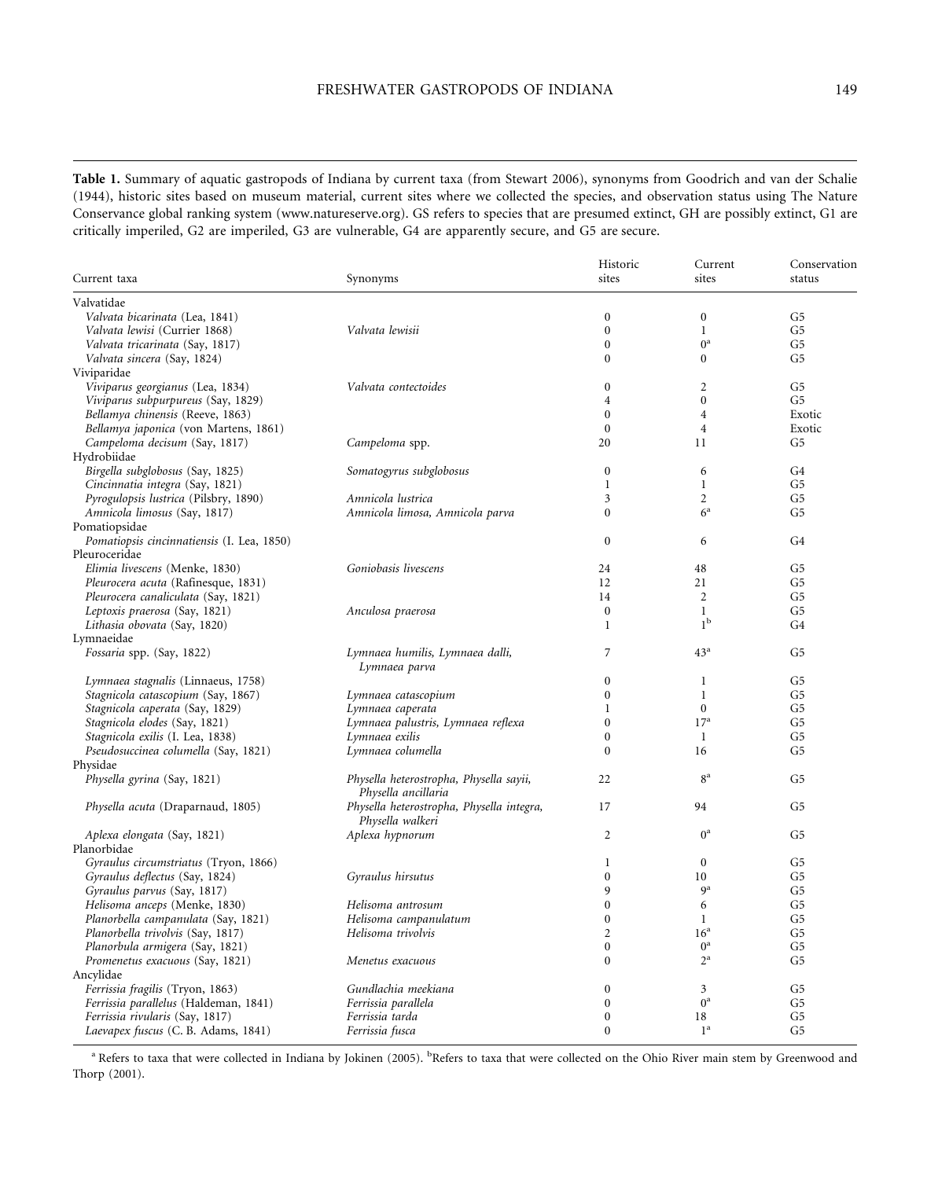**Table 1.** Summary of aquatic gastropods of Indiana by current taxa (from Stewart 2006), synonyms from Goodrich and van der Schalie (1944), historic sites based on museum material, current sites where we collected the species, and observation status using The Nature Conservance global ranking system (www.natureserve.org). GS refers to species that are presumed extinct, GH are possibly extinct, G1 are critically imperiled, G2 are imperiled, G3 are vulnerable, G4 are apparently secure, and G5 are secure.

| Current taxa | Synonyms | Historic sites | Current sites | Conservation status |
|---|---|---|---|---|
| Valvatidae | | | | |
| *Valvata bicarinata* (Lea, 1841) | | 0 | 0 | G5 |
| *Valvata lewisi* (Currier 1868) | *Valvata lewisii* | 0 | 1 | G5 |
| *Valvata tricarinata* (Say, 1817) | | 0 | 0[a] | G5 |
| *Valvata sincera* (Say, 1824) | | 0 | 0 | G5 |
| Viviparidae | | | | |
| *Viviparus georgianus* (Lea, 1834) | *Valvata contectoides* | 0 | 2 | G5 |
| *Viviparus subpurpureus* (Say, 1829) | | 4 | 0 | G5 |
| *Bellamya chinensis* (Reeve, 1863) | | 0 | 4 | Exotic |
| *Bellamya japonica* (von Martens, 1861) | | 0 | 4 | Exotic |
| *Campeloma decisum* (Say, 1817) | *Campeloma* spp. | 20 | 11 | G5 |
| Hydrobiidae | | | | |
| *Birgella subglobosus* (Say, 1825) | *Somatogyrus subglobosus* | 0 | 6 | G4 |
| *Cincinnatia integra* (Say, 1821) | | 1 | 1 | G5 |
| *Pyrogulopsis lustrica* (Pilsbry, 1890) | *Amnicola lustrica* | 3 | 2 | G5 |
| *Amnicola limosus* (Say, 1817) | *Amnicola limosa, Amnicola parva* | 0 | 6[a] | G5 |
| Pomatiopsidae | | | | |
| *Pomatiopsis cincinnatiensis* (I. Lea, 1850) | | 0 | 6 | G4 |
| Pleuroceridae | | | | |
| *Elimia livescens* (Menke, 1830) | *Goniobasis livescens* | 24 | 48 | G5 |
| *Pleurocera acuta* (Rafinesque, 1831) | | 12 | 21 | G5 |
| *Pleurocera canaliculata* (Say, 1821) | | 14 | 2 | G5 |
| *Leptoxis praerosa* (Say, 1821) | *Anculosa praerosa* | 0 | 1 | G5 |
| *Lithasia obovata* (Say, 1820) | | 1 | 1[b] | G4 |
| Lymnaeidae | | | | |
| *Fossaria* spp. (Say, 1822) | *Lymnaea humilis, Lymnaea dalli, Lymnaea parva* | 7 | 43[a] | G5 |
| *Lymnaea stagnalis* (Linnaeus, 1758) | | 0 | 1 | G5 |
| *Stagnicola catascopium* (Say, 1867) | *Lymnaea catascopium* | 0 | 1 | G5 |
| *Stagnicola caperata* (Say, 1829) | *Lymnaea caperata* | 1 | 0 | G5 |
| *Stagnicola elodes* (Say, 1821) | *Lymnaea palustris, Lymnaea reflexa* | 0 | 17[a] | G5 |
| *Stagnicola exilis* (I. Lea, 1838) | *Lymnaea exilis* | 0 | 1 | G5 |
| *Pseudosuccinea columella* (Say, 1821) | *Lymnaea columella* | 0 | 16 | G5 |
| Physidae | | | | |
| *Physella gyrina* (Say, 1821) | *Physella heterostropha, Physella sayii, Physella ancillaria* | 22 | 8[a] | G5 |
| *Physella acuta* (Draparnaud, 1805) | *Physella heterostropha, Physella integra, Physella walkeri* | 17 | 94 | G5 |
| *Aplexa elongata* (Say, 1821) | *Aplexa hypnorum* | 2 | 0[a] | G5 |
| Planorbidae | | | | |
| *Gyraulus circumstriatus* (Tryon, 1866) | | 1 | 0 | G5 |
| *Gyraulus deflectus* (Say, 1824) | *Gyraulus hirsutus* | 0 | 10 | G5 |
| *Gyraulus parvus* (Say, 1817) | | 9 | 9[a] | G5 |
| *Helisoma anceps* (Menke, 1830) | *Helisoma antrosum* | 0 | 6 | G5 |
| *Planorbella campanulata* (Say, 1821) | *Helisoma campanulatum* | 0 | 1 | G5 |
| *Planorbella trivolvis* (Say, 1817) | *Helisoma trivolvis* | 2 | 16[a] | G5 |
| *Planorbula armigera* (Say, 1821) | | 0 | 0[a] | G5 |
| *Promenetus exacuous* (Say, 1821) | *Menetus exacuous* | 0 | 2[a] | G5 |
| Ancylidae | | | | |
| *Ferrissia fragilis* (Tryon, 1863) | *Gundlachia meekiana* | 0 | 3 | G5 |
| *Ferrissia parallelus* (Haldeman, 1841) | *Ferrissia parallela* | 0 | 0[a] | G5 |
| *Ferrissia rivularis* (Say, 1817) | *Ferrissia tarda* | 0 | 18 | G5 |
| *Laevapex fuscus* (C. B. Adams, 1841) | *Ferrissia fusca* | 0 | 1[a] | G5 |

[a] Refers to taxa that were collected in Indiana by Jokinen (2005). [b] Refers to taxa that were collected on the Ohio River main stem by Greenwood and Thorp (2001).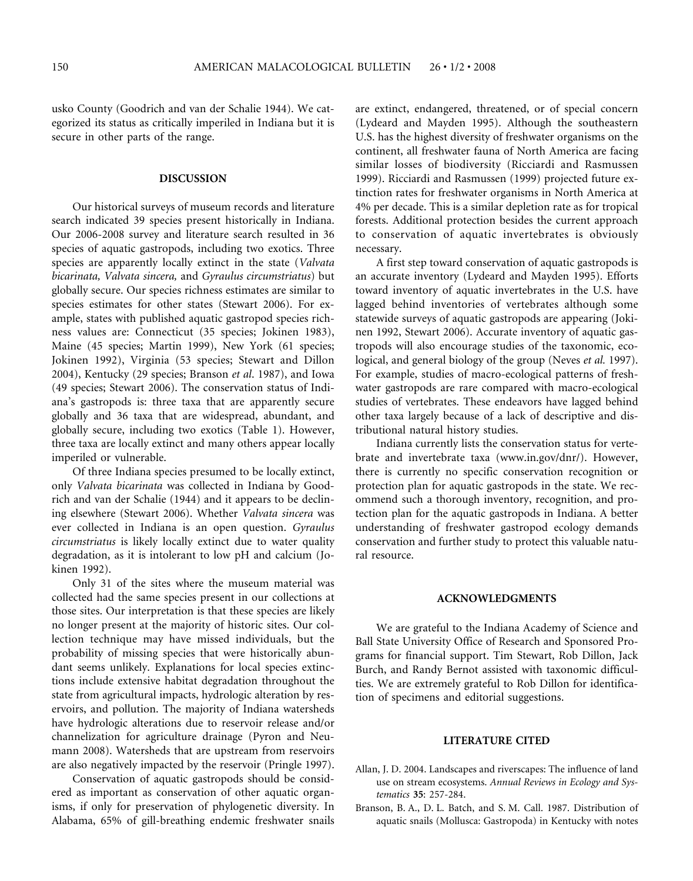usko County (Goodrich and van der Schalie 1944). We categorized its status as critically imperiled in Indiana but it is secure in other parts of the range.

## DISCUSSION

Our historical surveys of museum records and literature search indicated 39 species present historically in Indiana. Our 2006-2008 survey and literature search resulted in 36 species of aquatic gastropods, including two exotics. Three species are apparently locally extinct in the state (*Valvata bicarinata, Valvata sincera,* and *Gyraulus circumstriatus*) but globally secure. Our species richness estimates are similar to species estimates for other states (Stewart 2006). For example, states with published aquatic gastropod species richness values are: Connecticut (35 species; Jokinen 1983), Maine (45 species; Martin 1999), New York (61 species; Jokinen 1992), Virginia (53 species; Stewart and Dillon 2004), Kentucky (29 species; Branson *et al*. 1987), and Iowa (49 species; Stewart 2006). The conservation status of Indiana's gastropods is: three taxa that are apparently secure globally and 36 taxa that are widespread, abundant, and globally secure, including two exotics (Table 1). However, three taxa are locally extinct and many others appear locally imperiled or vulnerable.

Of three Indiana species presumed to be locally extinct, only *Valvata bicarinata* was collected in Indiana by Goodrich and van der Schalie (1944) and it appears to be declining elsewhere (Stewart 2006). Whether *Valvata sincera* was ever collected in Indiana is an open question. *Gyraulus circumstriatus* is likely locally extinct due to water quality degradation, as it is intolerant to low pH and calcium (Jokinen 1992).

Only 31 of the sites where the museum material was collected had the same species present in our collections at those sites. Our interpretation is that these species are likely no longer present at the majority of historic sites. Our collection technique may have missed individuals, but the probability of missing species that were historically abundant seems unlikely. Explanations for local species extinctions include extensive habitat degradation throughout the state from agricultural impacts, hydrologic alteration by reservoirs, and pollution. The majority of Indiana watersheds have hydrologic alterations due to reservoir release and/or channelization for agriculture drainage (Pyron and Neumann 2008). Watersheds that are upstream from reservoirs are also negatively impacted by the reservoir (Pringle 1997).

Conservation of aquatic gastropods should be considered as important as conservation of other aquatic organisms, if only for preservation of phylogenetic diversity. In Alabama, 65% of gill-breathing endemic freshwater snails are extinct, endangered, threatened, or of special concern (Lydeard and Mayden 1995). Although the southeastern U.S. has the highest diversity of freshwater organisms on the continent, all freshwater fauna of North America are facing similar losses of biodiversity (Ricciardi and Rasmussen 1999). Ricciardi and Rasmussen (1999) projected future extinction rates for freshwater organisms in North America at 4% per decade. This is a similar depletion rate as for tropical forests. Additional protection besides the current approach to conservation of aquatic invertebrates is obviously necessary.

A first step toward conservation of aquatic gastropods is an accurate inventory (Lydeard and Mayden 1995). Efforts toward inventory of aquatic invertebrates in the U.S. have lagged behind inventories of vertebrates although some statewide surveys of aquatic gastropods are appearing (Jokinen 1992, Stewart 2006). Accurate inventory of aquatic gastropods will also encourage studies of the taxonomic, ecological, and general biology of the group (Neves *et al.* 1997). For example, studies of macro-ecological patterns of freshwater gastropods are rare compared with macro-ecological studies of vertebrates. These endeavors have lagged behind other taxa largely because of a lack of descriptive and distributional natural history studies.

Indiana currently lists the conservation status for vertebrate and invertebrate taxa (www.in.gov/dnr/). However, there is currently no specific conservation recognition or protection plan for aquatic gastropods in the state. We recommend such a thorough inventory, recognition, and protection plan for the aquatic gastropods in Indiana. A better understanding of freshwater gastropod ecology demands conservation and further study to protect this valuable natural resource.

## ACKNOWLEDGMENTS

We are grateful to the Indiana Academy of Science and Ball State University Office of Research and Sponsored Programs for financial support. Tim Stewart, Rob Dillon, Jack Burch, and Randy Bernot assisted with taxonomic difficulties. We are extremely grateful to Rob Dillon for identification of specimens and editorial suggestions.

## LITERATURE CITED

Allan, J. D. 2004. Landscapes and riverscapes: The influence of land use on stream ecosystems. *Annual Reviews in Ecology and Systematics* **35**: 257-284.

Branson, B. A., D. L. Batch, and S. M. Call. 1987. Distribution of aquatic snails (Mollusca: Gastropoda) in Kentucky with notes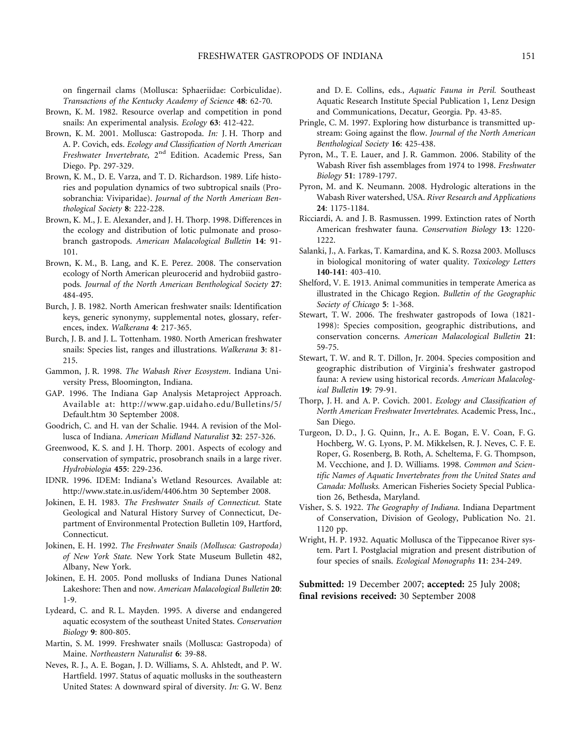on fingernail clams (Mollusca: Sphaeriidae: Corbiculidae). *Transactions of the Kentucky Academy of Science* **48**: 62-70.

Brown, K. M. 1982. Resource overlap and competition in pond snails: An experimental analysis. *Ecology* **63**: 412-422.

Brown, K. M. 2001. Mollusca: Gastropoda. *In:* J. H. Thorp and A. P. Covich, eds. *Ecology and Classification of North American Freshwater Invertebrate,* 2nd Edition. Academic Press, San Diego. Pp. 297-329.

Brown, K. M., D. E. Varza, and T. D. Richardson. 1989. Life histories and population dynamics of two subtropical snails (Prosobranchia: Viviparidae). *Journal of the North American Benthological Society* **8**: 222-228.

Brown, K. M., J. E. Alexander, and J. H. Thorp. 1998. Differences in the ecology and distribution of lotic pulmonate and prosobranch gastropods. *American Malacological Bulletin* **14**: 91-101.

Brown, K. M., B. Lang, and K. E. Perez. 2008. The conservation ecology of North American pleurocerid and hydrobiid gastropods. *Journal of the North American Benthological Society* **27**: 484-495.

Burch, J. B. 1982. North American freshwater snails: Identification keys, generic synonymy, supplemental notes, glossary, references, index. *Walkerana* **4**: 217-365.

Burch, J. B. and J. L. Tottenham. 1980. North American freshwater snails: Species list, ranges and illustrations. *Walkerana* **3**: 81-215.

Gammon, J. R. 1998. *The Wabash River Ecosystem*. Indiana University Press, Bloomington, Indiana.

GAP. 1996. The Indiana Gap Analysis Metaproject Approach. Available at: http://www.gap.uidaho.edu/Bulletins/5/Default.htm 30 September 2008.

Goodrich, C. and H. van der Schalie. 1944. A revision of the Mollusca of Indiana. *American Midland Naturalist* **32**: 257-326.

Greenwood, K. S. and J. H. Thorp. 2001. Aspects of ecology and conservation of sympatric, prosobranch snails in a large river. *Hydrobiologia* **455**: 229-236.

IDNR. 1996. IDEM: Indiana's Wetland Resources. Available at: http://www.state.in.us/idem/4406.htm 30 September 2008.

Jokinen, E. H. 1983. *The Freshwater Snails of Connecticut.* State Geological and Natural History Survey of Connecticut, Department of Environmental Protection Bulletin 109, Hartford, Connecticut.

Jokinen, E. H. 1992. *The Freshwater Snails (Mollusca: Gastropoda) of New York State.* New York State Museum Bulletin 482, Albany, New York.

Jokinen, E. H. 2005. Pond mollusks of Indiana Dunes National Lakeshore: Then and now. *American Malacological Bulletin* **20**: 1-9.

Lydeard, C. and R. L. Mayden. 1995. A diverse and endangered aquatic ecosystem of the southeast United States. *Conservation Biology* **9**: 800-805.

Martin, S. M. 1999. Freshwater snails (Mollusca: Gastropoda) of Maine. *Northeastern Naturalist* **6**: 39-88.

Neves, R. J., A. E. Bogan, J. D. Williams, S. A. Ahlstedt, and P. W. Hartfield. 1997. Status of aquatic mollusks in the southeastern United States: A downward spiral of diversity. *In:* G. W. Benz and D. E. Collins, eds., *Aquatic Fauna in Peril.* Southeast Aquatic Research Institute Special Publication 1, Lenz Design and Communications, Decatur, Georgia. Pp. 43-85.

Pringle, C. M. 1997. Exploring how disturbance is transmitted upstream: Going against the flow. *Journal of the North American Benthological Society* **16**: 425-438.

Pyron, M., T. E. Lauer, and J. R. Gammon. 2006. Stability of the Wabash River fish assemblages from 1974 to 1998. *Freshwater Biology* **51**: 1789-1797.

Pyron, M. and K. Neumann. 2008. Hydrologic alterations in the Wabash River watershed, USA. *River Research and Applications* **24**: 1175-1184.

Ricciardi, A. and J. B. Rasmussen. 1999. Extinction rates of North American freshwater fauna. *Conservation Biology* **13**: 1220-1222.

Salanki, J., A. Farkas, T. Kamardina, and K. S. Rozsa 2003. Molluscs in biological monitoring of water quality. *Toxicology Letters* **140-141**: 403-410.

Shelford, V. E. 1913. Animal communities in temperate America as illustrated in the Chicago Region. *Bulletin of the Geographic Society of Chicago* **5**: 1-368.

Stewart, T. W. 2006. The freshwater gastropods of Iowa (1821-1998): Species composition, geographic distributions, and conservation concerns. *American Malacological Bulletin* **21**: 59-75.

Stewart, T. W. and R. T. Dillon, Jr. 2004. Species composition and geographic distribution of Virginia's freshwater gastropod fauna: A review using historical records. *American Malacological Bulletin* **19**: 79-91.

Thorp, J. H. and A. P. Covich. 2001. *Ecology and Classification of North American Freshwater Invertebrates.* Academic Press, Inc., San Diego.

Turgeon, D. D., J. G. Quinn, Jr., A. E. Bogan, E. V. Coan, F. G. Hochberg, W. G. Lyons, P. M. Mikkelsen, R. J. Neves, C. F. E. Roper, G. Rosenberg, B. Roth, A. Scheltema, F. G. Thompson, M. Vecchione, and J. D. Williams. 1998. *Common and Scientific Names of Aquatic Invertebrates from the United States and Canada: Mollusks.* American Fisheries Society Special Publication 26, Bethesda, Maryland.

Visher, S. S. 1922. *The Geography of Indiana.* Indiana Department of Conservation, Division of Geology, Publication No. 21. 1120 pp.

Wright, H. P. 1932. Aquatic Mollusca of the Tippecanoe River system. Part I. Postglacial migration and present distribution of four species of snails. *Ecological Monographs* **11**: 234-249.

**Submitted:** 19 December 2007; **accepted:** 25 July 2008; **final revisions received:** 30 September 2008